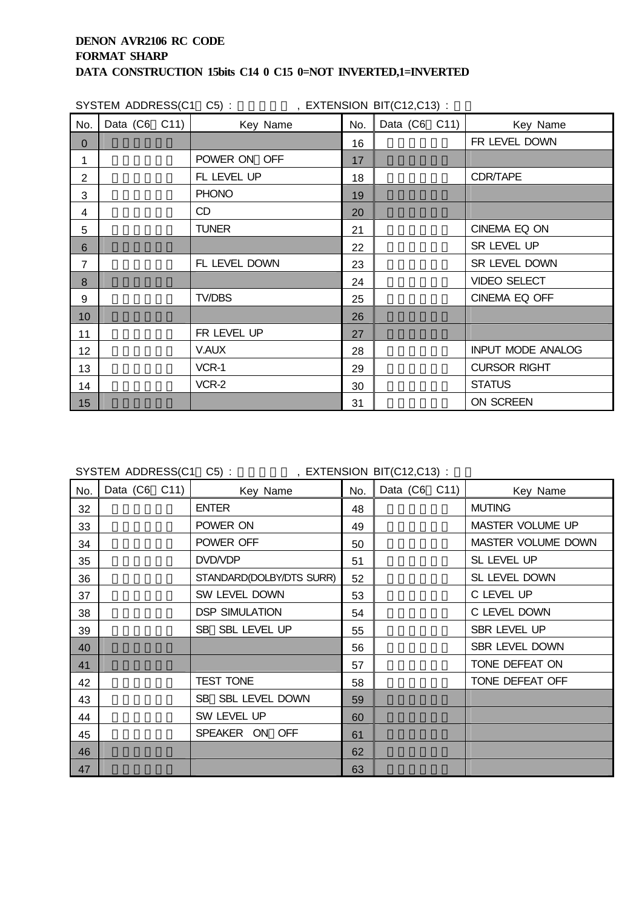**DENON AVR2106 RC CODE**
**FORMAT SHARP**
**DATA CONSTRUCTION 15bits C14 0 C15 0=NOT INVERTED,1=INVERTED**

SYSTEM ADDRESS(C1 C5) : , EXTENSION BIT(C12,C13) :

| No. | Data (C6 C11) | Key Name | No. | Data (C6 C11) | Key Name |
|---|---|---|---|---|---|
| 0 | | | 16 | | FR LEVEL DOWN |
| 1 | | POWER ON OFF | 17 | | |
| 2 | | FL LEVEL UP | 18 | | CDR/TAPE |
| 3 | | PHONO | 19 | | |
| 4 | | CD | 20 | | |
| 5 | | TUNER | 21 | | CINEMA EQ ON |
| 6 | | | 22 | | SR LEVEL UP |
| 7 | | FL LEVEL DOWN | 23 | | SR LEVEL DOWN |
| 8 | | | 24 | | VIDEO SELECT |
| 9 | | TV/DBS | 25 | | CINEMA EQ OFF |
| 10 | | | 26 | | |
| 11 | | FR LEVEL UP | 27 | | |
| 12 | | V.AUX | 28 | | INPUT MODE ANALOG |
| 13 | | VCR-1 | 29 | | CURSOR RIGHT |
| 14 | | VCR-2 | 30 | | STATUS |
| 15 | | | 31 | | ON SCREEN |

SYSTEM ADDRESS(C1 C5) : , EXTENSION BIT(C12,C13) :

| No. | Data (C6 C11) | Key Name | No. | Data (C6 C11) | Key Name |
|---|---|---|---|---|---|
| 32 | | ENTER | 48 | | MUTING |
| 33 | | POWER ON | 49 | | MASTER VOLUME UP |
| 34 | | POWER OFF | 50 | | MASTER VOLUME DOWN |
| 35 | | DVD/VDP | 51 | | SL LEVEL UP |
| 36 | | STANDARD(DOLBY/DTS SURR) | 52 | | SL LEVEL DOWN |
| 37 | | SW LEVEL DOWN | 53 | | C LEVEL UP |
| 38 | | DSP SIMULATION | 54 | | C LEVEL DOWN |
| 39 | | SB SBL LEVEL UP | 55 | | SBR LEVEL UP |
| 40 | | | 56 | | SBR LEVEL DOWN |
| 41 | | | 57 | | TONE DEFEAT ON |
| 42 | | TEST TONE | 58 | | TONE DEFEAT OFF |
| 43 | | SB SBL LEVEL DOWN | 59 | | |
| 44 | | SW LEVEL UP | 60 | | |
| 45 | | SPEAKER ON OFF | 61 | | |
| 46 | | | 62 | | |
| 47 | | | 63 | | |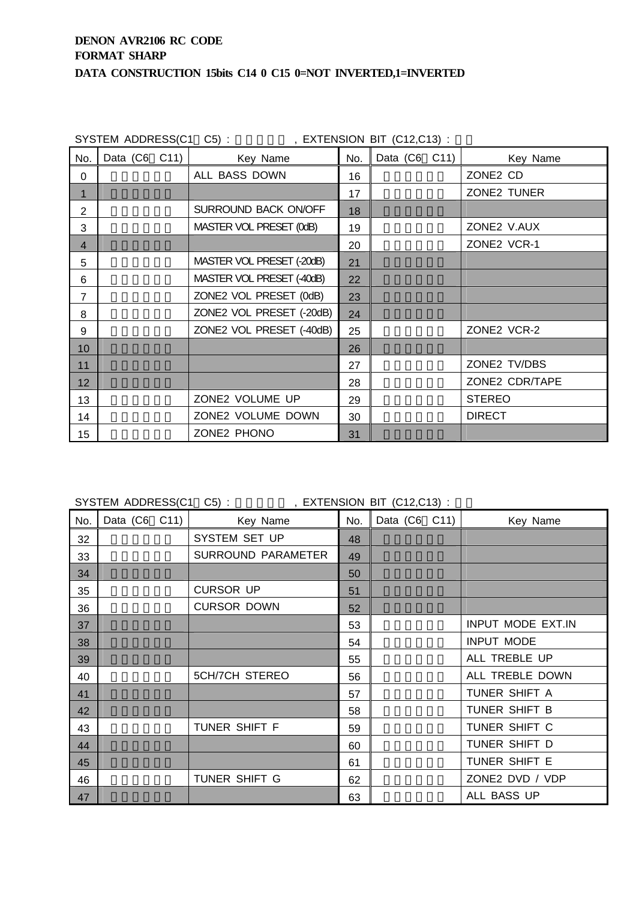**DENON AVR2106 RC CODE**
**FORMAT SHARP**
**DATA CONSTRUCTION 15bits C14 0 C15 0=NOT INVERTED,1=INVERTED**

SYSTEM ADDRESS(C1 C5) : , EXTENSION BIT (C12,C13) :

| No. | Data (C6 C11) | Key Name | No. | Data (C6 C11) | Key Name |
|---|---|---|---|---|---|
| 0 | | ALL BASS DOWN | 16 | | ZONE2 CD |
| 1 | | | 17 | | ZONE2 TUNER |
| 2 | | SURROUND BACK ON/OFF | 18 | | |
| 3 | | MASTER VOL PRESET (0dB) | 19 | | ZONE2 V.AUX |
| 4 | | | 20 | | ZONE2 VCR-1 |
| 5 | | MASTER VOL PRESET (-20dB) | 21 | | |
| 6 | | MASTER VOL PRESET (-40dB) | 22 | | |
| 7 | | ZONE2 VOL PRESET (0dB) | 23 | | |
| 8 | | ZONE2 VOL PRESET (-20dB) | 24 | | |
| 9 | | ZONE2 VOL PRESET (-40dB) | 25 | | ZONE2 VCR-2 |
| 10 | | | 26 | | |
| 11 | | | 27 | | ZONE2 TV/DBS |
| 12 | | | 28 | | ZONE2 CDR/TAPE |
| 13 | | ZONE2 VOLUME UP | 29 | | STEREO |
| 14 | | ZONE2 VOLUME DOWN | 30 | | DIRECT |
| 15 | | ZONE2 PHONO | 31 | | |

SYSTEM ADDRESS(C1 C5) : , EXTENSION BIT (C12,C13) :

| No. | Data (C6 C11) | Key Name | No. | Data (C6 C11) | Key Name |
|---|---|---|---|---|---|
| 32 | | SYSTEM SET UP | 48 | | |
| 33 | | SURROUND PARAMETER | 49 | | |
| 34 | | | 50 | | |
| 35 | | CURSOR UP | 51 | | |
| 36 | | CURSOR DOWN | 52 | | |
| 37 | | | 53 | | INPUT MODE EXT.IN |
| 38 | | | 54 | | INPUT MODE |
| 39 | | | 55 | | ALL TREBLE UP |
| 40 | | 5CH/7CH STEREO | 56 | | ALL TREBLE DOWN |
| 41 | | | 57 | | TUNER SHIFT A |
| 42 | | | 58 | | TUNER SHIFT B |
| 43 | | TUNER SHIFT F | 59 | | TUNER SHIFT C |
| 44 | | | 60 | | TUNER SHIFT D |
| 45 | | | 61 | | TUNER SHIFT E |
| 46 | | TUNER SHIFT G | 62 | | ZONE2 DVD / VDP |
| 47 | | | 63 | | ALL BASS UP |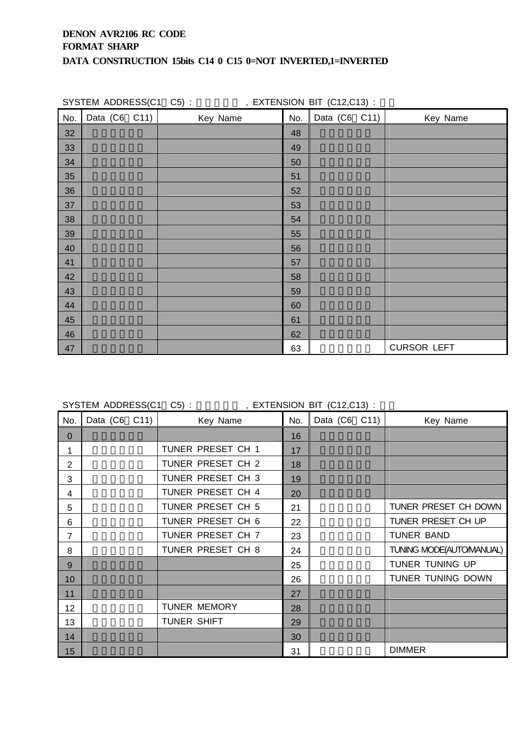**DENON AVR2106 RC CODE**
**FORMAT SHARP**
**DATA CONSTRUCTION 15bits C14 0 C15 0=NOT INVERTED,1=INVERTED**

SYSTEM ADDRESS(C1 C5) : , EXTENSION BIT (C12,C13) :

| No. | Data (C6 C11) | Key Name | No. | Data (C6 C11) | Key Name |
|---|---|---|---|---|---|
| 32 | | | 48 | | |
| 33 | | | 49 | | |
| 34 | | | 50 | | |
| 35 | | | 51 | | |
| 36 | | | 52 | | |
| 37 | | | 53 | | |
| 38 | | | 54 | | |
| 39 | | | 55 | | |
| 40 | | | 56 | | |
| 41 | | | 57 | | |
| 42 | | | 58 | | |
| 43 | | | 59 | | |
| 44 | | | 60 | | |
| 45 | | | 61 | | |
| 46 | | | 62 | | |
| 47 | | | 63 | | CURSOR LEFT |

SYSTEM ADDRESS(C1 C5) : , EXTENSION BIT (C12,C13) :

| No. | Data (C6 C11) | Key Name | No. | Data (C6 C11) | Key Name |
|---|---|---|---|---|---|
| 0 | | | 16 | | |
| 1 | | TUNER PRESET CH 1 | 17 | | |
| 2 | | TUNER PRESET CH 2 | 18 | | |
| 3 | | TUNER PRESET CH 3 | 19 | | |
| 4 | | TUNER PRESET CH 4 | 20 | | |
| 5 | | TUNER PRESET CH 5 | 21 | | TUNER PRESET CH DOWN |
| 6 | | TUNER PRESET CH 6 | 22 | | TUNER PRESET CH UP |
| 7 | | TUNER PRESET CH 7 | 23 | | TUNER BAND |
| 8 | | TUNER PRESET CH 8 | 24 | | TUNING MODE(AUTO/MANUAL) |
| 9 | | | 25 | | TUNER TUNING UP |
| 10 | | | 26 | | TUNER TUNING DOWN |
| 11 | | | 27 | | |
| 12 | | TUNER MEMORY | 28 | | |
| 13 | | TUNER SHIFT | 29 | | |
| 14 | | | 30 | | |
| 15 | | | 31 | | DIMMER |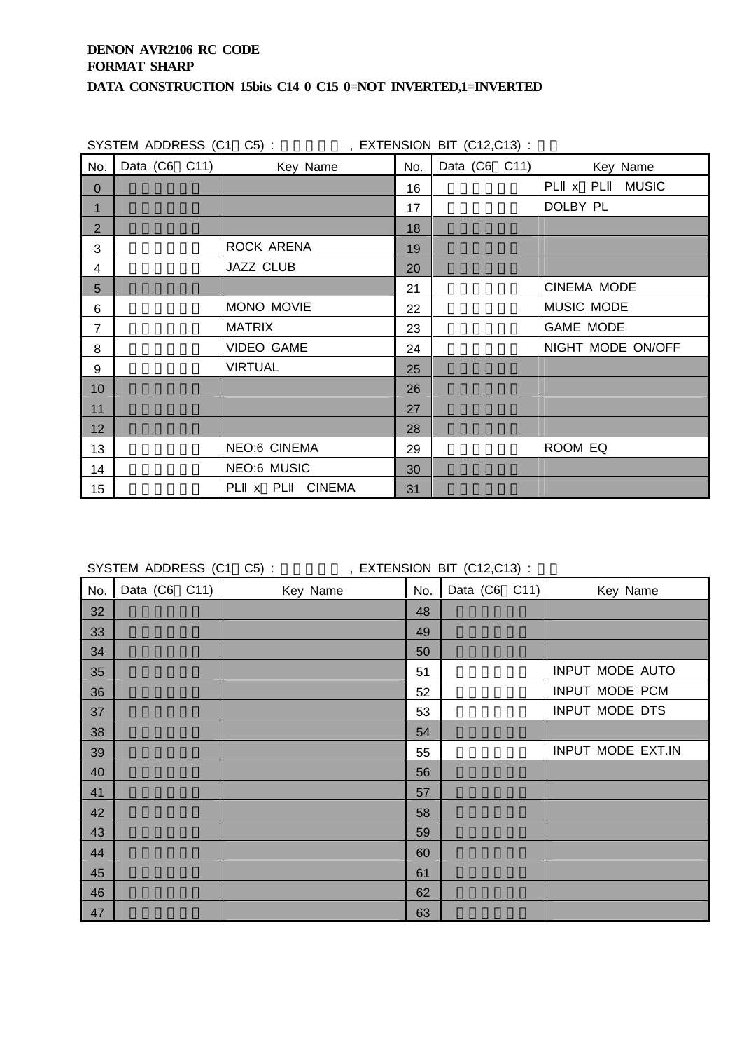**DENON AVR2106 RC CODE**
**FORMAT SHARP**
**DATA CONSTRUCTION 15bits C14 0 C15 0=NOT INVERTED,1=INVERTED**

SYSTEM ADDRESS (C1 C5) : , EXTENSION BIT (C12,C13) :

| No. | Data (C6 C11) | Key Name | No. | Data (C6 C11) | Key Name |
|---|---|---|---|---|---|
| 0 | | | 16 | | PLⅡ x PLⅡ MUSIC |
| 1 | | | 17 | | DOLBY PL |
| 2 | | | 18 | | |
| 3 | | ROCK ARENA | 19 | | |
| 4 | | JAZZ CLUB | 20 | | |
| 5 | | | 21 | | CINEMA MODE |
| 6 | | MONO MOVIE | 22 | | MUSIC MODE |
| 7 | | MATRIX | 23 | | GAME MODE |
| 8 | | VIDEO GAME | 24 | | NIGHT MODE ON/OFF |
| 9 | | VIRTUAL | 25 | | |
| 10 | | | 26 | | |
| 11 | | | 27 | | |
| 12 | | | 28 | | |
| 13 | | NEO:6 CINEMA | 29 | | ROOM EQ |
| 14 | | NEO:6 MUSIC | 30 | | |
| 15 | | PLⅡ x PLⅡ CINEMA | 31 | | |

SYSTEM ADDRESS (C1 C5) : , EXTENSION BIT (C12,C13) :

| No. | Data (C6 C11) | Key Name | No. | Data (C6 C11) | Key Name |
|---|---|---|---|---|---|
| 32 | | | 48 | | |
| 33 | | | 49 | | |
| 34 | | | 50 | | |
| 35 | | | 51 | | INPUT MODE AUTO |
| 36 | | | 52 | | INPUT MODE PCM |
| 37 | | | 53 | | INPUT MODE DTS |
| 38 | | | 54 | | |
| 39 | | | 55 | | INPUT MODE EXT.IN |
| 40 | | | 56 | | |
| 41 | | | 57 | | |
| 42 | | | 58 | | |
| 43 | | | 59 | | |
| 44 | | | 60 | | |
| 45 | | | 61 | | |
| 46 | | | 62 | | |
| 47 | | | 63 | | |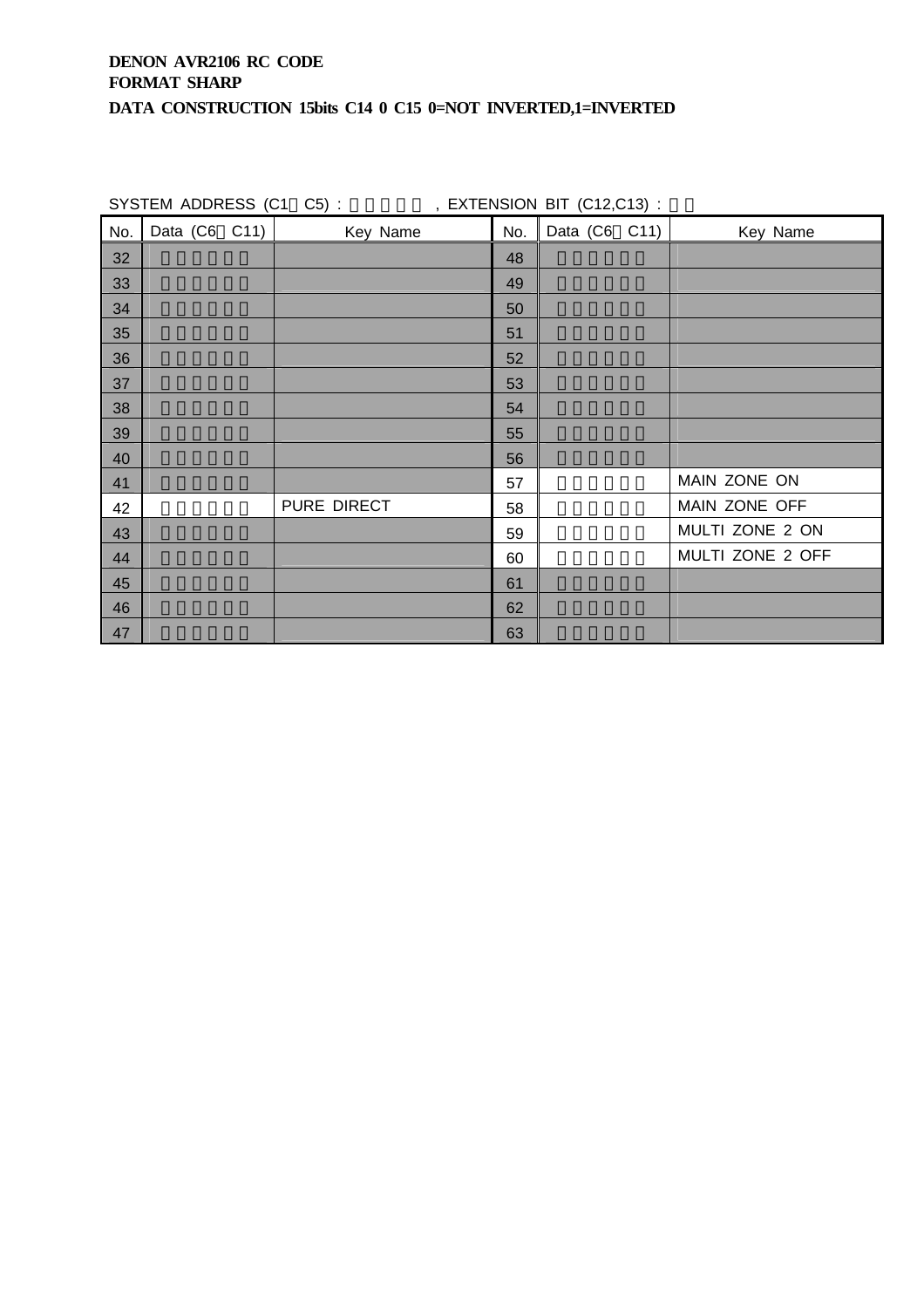**DENON AVR2106 RC CODE**
**FORMAT SHARP**
**DATA CONSTRUCTION 15bits C14 0 C15 0=NOT INVERTED,1=INVERTED**

SYSTEM ADDRESS (C1 C5) : , EXTENSION BIT (C12,C13) :

| No. | Data (C6 C11) | Key Name | No. | Data (C6 C11) | Key Name |
|---|---|---|---|---|---|
| 32 | | | 48 | | |
| 33 | | | 49 | | |
| 34 | | | 50 | | |
| 35 | | | 51 | | |
| 36 | | | 52 | | |
| 37 | | | 53 | | |
| 38 | | | 54 | | |
| 39 | | | 55 | | |
| 40 | | | 56 | | |
| 41 | | | 57 | | MAIN ZONE ON |
| 42 | | PURE DIRECT | 58 | | MAIN ZONE OFF |
| 43 | | | 59 | | MULTI ZONE 2 ON |
| 44 | | | 60 | | MULTI ZONE 2 OFF |
| 45 | | | 61 | | |
| 46 | | | 62 | | |
| 47 | | | 63 | | |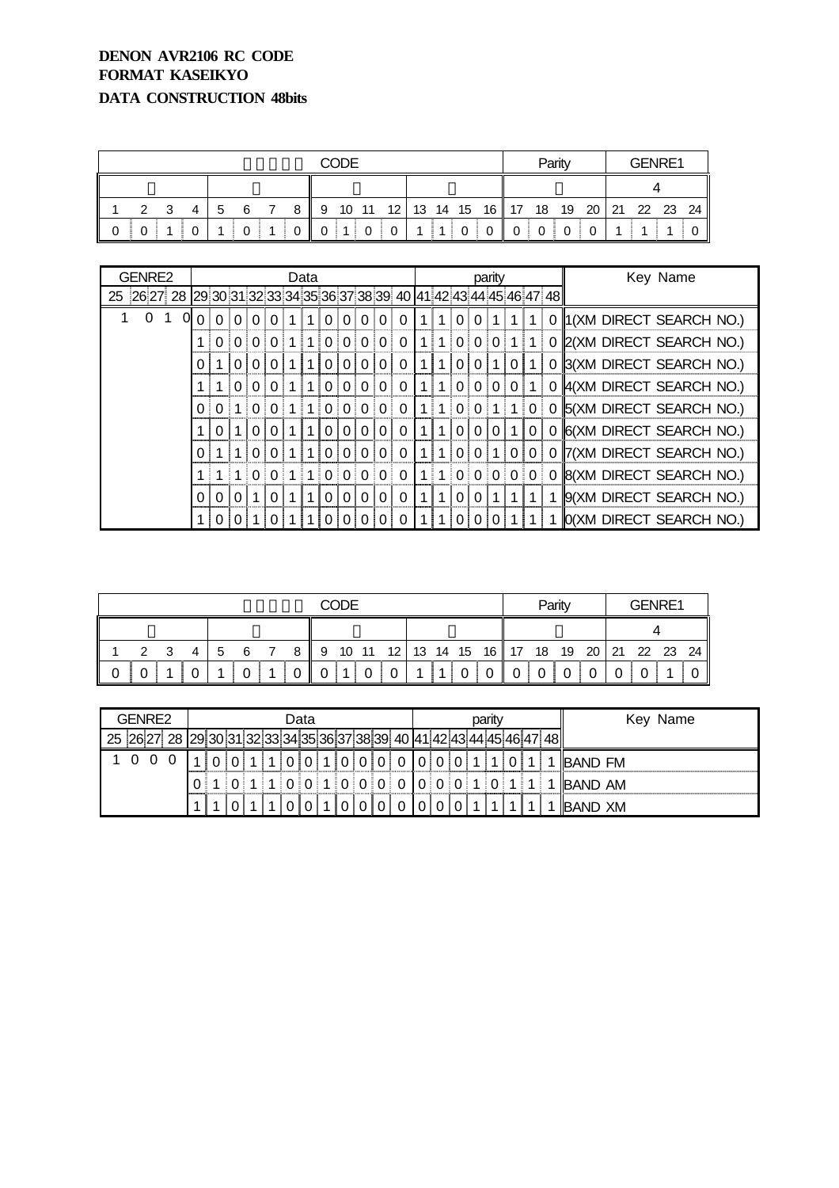**DENON AVR2106 RC CODE**
**FORMAT KASEIKYO**
**DATA CONSTRUCTION 48bits**

| CODE | | | | | | | | | | | | | | | | Parity | | | | GENRE1 | | | |
|---|---|---|---|---|---|---|---|---|---|---|---|---|---|---|---|---|---|---|---|---|---|---|---|
| | | | | | | | | | | | | | | | | | | | | 4 | | | |
| 1 | 2 | 3 | 4 | 5 | 6 | 7 | 8 | 9 | 10 | 11 | 12 | 13 | 14 | 15 | 16 | 17 | 18 | 19 | 20 | 21 | 22 | 23 | 24 |
| 0 | 0 | 1 | 0 | 1 | 0 | 1 | 0 | 0 | 1 | 0 | 0 | 1 | 1 | 0 | 0 | 0 | 0 | 0 | 0 | 1 | 1 | 1 | 0 |

| GENRE2 | | | | Data | | | | | | | | | | | | parity | | | | | | | | Key Name |
|---|---|---|---|---|---|---|---|---|---|---|---|---|---|---|---|---|---|---|---|---|---|---|---|---|
| 25 | 26 | 27 | 28 | 29 | 30 | 31 | 32 | 33 | 34 | 35 | 36 | 37 | 38 | 39 | 40 | 41 | 42 | 43 | 44 | 45 | 46 | 47 | 48 | |
| 1 | 0 | 1 | 0 | 0 | 0 | 0 | 0 | 0 | 1 | 1 | 0 | 0 | 0 | 0 | 0 | 1 | 1 | 0 | 0 | 1 | 1 | 1 | 0 | 1(XM DIRECT SEARCH NO.) |
| | | | | 1 | 0 | 0 | 0 | 0 | 1 | 1 | 0 | 0 | 0 | 0 | 0 | 1 | 1 | 0 | 0 | 0 | 1 | 1 | 0 | 2(XM DIRECT SEARCH NO.) |
| | | | | 0 | 1 | 0 | 0 | 0 | 1 | 1 | 0 | 0 | 0 | 0 | 0 | 1 | 1 | 0 | 0 | 1 | 0 | 1 | 0 | 3(XM DIRECT SEARCH NO.) |
| | | | | 1 | 1 | 0 | 0 | 0 | 1 | 1 | 0 | 0 | 0 | 0 | 0 | 1 | 1 | 0 | 0 | 0 | 0 | 1 | 0 | 4(XM DIRECT SEARCH NO.) |
| | | | | 0 | 0 | 1 | 0 | 0 | 1 | 1 | 0 | 0 | 0 | 0 | 0 | 1 | 1 | 0 | 0 | 1 | 1 | 0 | 0 | 5(XM DIRECT SEARCH NO.) |
| | | | | 1 | 0 | 1 | 0 | 0 | 1 | 1 | 0 | 0 | 0 | 0 | 0 | 1 | 1 | 0 | 0 | 0 | 1 | 0 | 0 | 6(XM DIRECT SEARCH NO.) |
| | | | | 0 | 1 | 1 | 0 | 0 | 1 | 1 | 0 | 0 | 0 | 0 | 0 | 1 | 1 | 0 | 0 | 1 | 0 | 0 | 0 | 7(XM DIRECT SEARCH NO.) |
| | | | | 1 | 1 | 1 | 0 | 0 | 1 | 1 | 0 | 0 | 0 | 0 | 0 | 1 | 1 | 0 | 0 | 0 | 0 | 0 | 0 | 8(XM DIRECT SEARCH NO.) |
| | | | | 0 | 0 | 0 | 1 | 0 | 1 | 1 | 0 | 0 | 0 | 0 | 0 | 1 | 1 | 0 | 0 | 1 | 1 | 1 | 1 | 9(XM DIRECT SEARCH NO.) |
| | | | | 1 | 0 | 0 | 1 | 0 | 1 | 1 | 0 | 0 | 0 | 0 | 0 | 1 | 1 | 0 | 0 | 0 | 1 | 1 | 1 | 0(XM DIRECT SEARCH NO.) |

| CODE | | | | | | | | | | | | | | | | Parity | | | | GENRE1 | | | |
|---|---|---|---|---|---|---|---|---|---|---|---|---|---|---|---|---|---|---|---|---|---|---|---|
| | | | | | | | | | | | | | | | | | | | | 4 | | | |
| 1 | 2 | 3 | 4 | 5 | 6 | 7 | 8 | 9 | 10 | 11 | 12 | 13 | 14 | 15 | 16 | 17 | 18 | 19 | 20 | 21 | 22 | 23 | 24 |
| 0 | 0 | 1 | 0 | 1 | 0 | 1 | 0 | 0 | 1 | 0 | 0 | 1 | 1 | 0 | 0 | 0 | 0 | 0 | 0 | 0 | 0 | 1 | 0 |

| GENRE2 | | | | Data | | | | | | | | | | | | parity | | | | | | | | Key Name |
|---|---|---|---|---|---|---|---|---|---|---|---|---|---|---|---|---|---|---|---|---|---|---|---|---|
| 25 | 26 | 27 | 28 | 29 | 30 | 31 | 32 | 33 | 34 | 35 | 36 | 37 | 38 | 39 | 40 | 41 | 42 | 43 | 44 | 45 | 46 | 47 | 48 | |
| 1 | 0 | 0 | 0 | 1 | 0 | 0 | 1 | 1 | 0 | 0 | 1 | 0 | 0 | 0 | 0 | 0 | 0 | 0 | 1 | 1 | 0 | 1 | 1 | BAND FM |
| | | | | 0 | 1 | 0 | 1 | 1 | 0 | 0 | 1 | 0 | 0 | 0 | 0 | 0 | 0 | 0 | 1 | 0 | 1 | 1 | 1 | BAND AM |
| | | | | 1 | 1 | 0 | 1 | 1 | 0 | 0 | 1 | 0 | 0 | 0 | 0 | 0 | 0 | 0 | 1 | 1 | 1 | 1 | 1 | BAND XM |